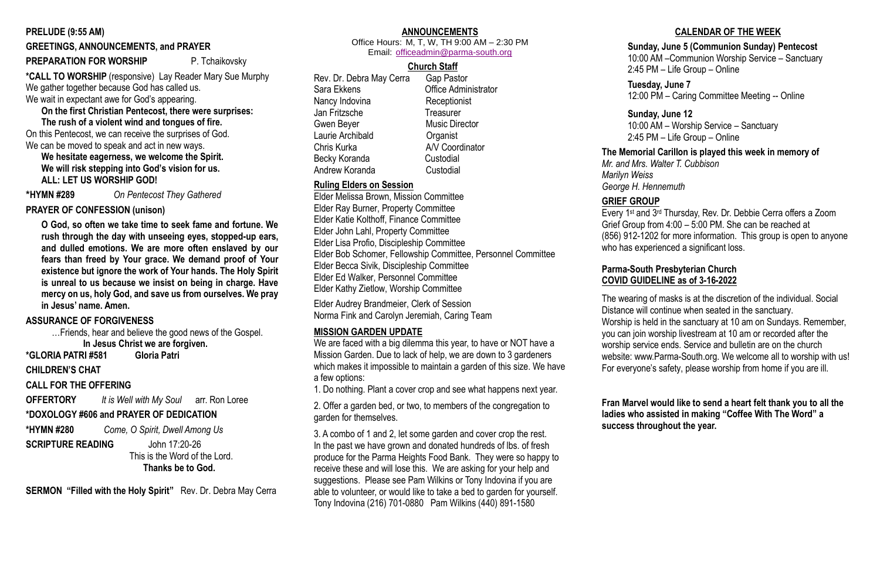**PRELUDE (9:55 AM)**

**GREETINGS, ANNOUNCEMENTS, and PRAYER**

**PREPARATION FOR WORSHIP** P. Tchaikovsky

***CALL TO WORSHIP** (responsive) Lay Reader Mary Sue Murphy

We gather together because God has called us.
We wait in expectant awe for God's appearing.

**On the first Christian Pentecost, there were surprises:**
**The rush of a violent wind and tongues of fire.**

On this Pentecost, we can receive the surprises of God.
We can be moved to speak and act in new ways.

**We hesitate eagerness, we welcome the Spirit.**
**We will risk stepping into God's vision for us.**
**ALL: LET US WORSHIP GOD!**

***HYMN #289** *On Pentecost They Gathered*

**PRAYER OF CONFESSION (unison)**

**O God, so often we take time to seek fame and fortune. We rush through the day with unseeing eyes, stopped-up ears, and dulled emotions. We are more often enslaved by our fears than freed by Your grace. We demand proof of Your existence but ignore the work of Your hands. The Holy Spirit is unreal to us because we insist on being in charge. Have mercy on us, holy God, and save us from ourselves. We pray in Jesus' name. Amen.**

**ASSURANCE OF FORGIVENESS**

…Friends, hear and believe the good news of the Gospel.
**In Jesus Christ we are forgiven.**

***GLORIA PATRI #581 Gloria Patri**

**CHILDREN'S CHAT**

**CALL FOR THE OFFERING**

**OFFERTORY** *It is Well with My Soul* arr. Ron Loree

***DOXOLOGY #606 and PRAYER OF DEDICATION**

***HYMN #280** *Come, O Spirit, Dwell Among Us*

**SCRIPTURE READING** John 17:20-26
This is the Word of the Lord.
**Thanks be to God.**

**SERMON "Filled with the Holy Spirit"** Rev. Dr. Debra May Cerra

## ANNOUNCEMENTS

Office Hours: M, T, W, TH 9:00 AM – 2:30 PM
Email: officeadmin@parma-south.org

### Church Staff

| | |
|---|---|
| Rev. Dr. Debra May Cerra | Gap Pastor |
| Sara Ekkens | Office Administrator |
| Nancy Indovina | Receptionist |
| Jan Fritzsche | Treasurer |
| Gwen Beyer | Music Director |
| Laurie Archibald | Organist |
| Chris Kurka | A/V Coordinator |
| Becky Koranda | Custodial |
| Andrew Koranda | Custodial |

### Ruling Elders on Session

Elder Melissa Brown, Mission Committee
Elder Ray Burner, Property Committee
Elder Katie Kolthoff, Finance Committee
Elder John Lahl, Property Committee
Elder Lisa Profio, Discipleship Committee
Elder Bob Schomer, Fellowship Committee, Personnel Committee
Elder Becca Sivik, Discipleship Committee
Elder Ed Walker, Personnel Committee
Elder Kathy Zietlow, Worship Committee

Elder Audrey Brandmeier, Clerk of Session
Norma Fink and Carolyn Jeremiah, Caring Team

### MISSION GARDEN UPDATE

We are faced with a big dilemma this year, to have or NOT have a Mission Garden. Due to lack of help, we are down to 3 gardeners which makes it impossible to maintain a garden of this size. We have a few options:

1. Do nothing. Plant a cover crop and see what happens next year.

2. Offer a garden bed, or two, to members of the congregation to garden for themselves.

3. A combo of 1 and 2, let some garden and cover crop the rest. In the past we have grown and donated hundreds of lbs. of fresh produce for the Parma Heights Food Bank. They were so happy to receive these and will lose this. We are asking for your help and suggestions. Please see Pam Wilkins or Tony Indovina if you are able to volunteer, or would like to take a bed to garden for yourself. Tony Indovina (216) 701-0880 Pam Wilkins (440) 891-1580

## CALENDAR OF THE WEEK

**Sunday, June 5 (Communion Sunday) Pentecost**
10:00 AM –Communion Worship Service – Sanctuary
2:45 PM – Life Group – Online

**Tuesday, June 7**
12:00 PM – Caring Committee Meeting -- Online

**Sunday, June 12**
10:00 AM – Worship Service – Sanctuary
2:45 PM – Life Group – Online

**The Memorial Carillon is played this week in memory of**
*Mr. and Mrs. Walter T. Cubbison*
*Marilyn Weiss*
*George H. Hennemuth*

### GRIEF GROUP

Every 1st and 3rd Thursday, Rev. Dr. Debbie Cerra offers a Zoom Grief Group from 4:00 – 5:00 PM. She can be reached at (856) 912-1202 for more information. This group is open to anyone who has experienced a significant loss.

### Parma-South Presbyterian Church COVID GUIDELINE as of 3-16-2022

The wearing of masks is at the discretion of the individual. Social Distance will continue when seated in the sanctuary.
Worship is held in the sanctuary at 10 am on Sundays. Remember, you can join worship livestream at 10 am or recorded after the worship service ends. Service and bulletin are on the church website: www.Parma-South.org. We welcome all to worship with us! For everyone's safety, please worship from home if you are ill.

**Fran Marvel would like to send a heart felt thank you to all the ladies who assisted in making "Coffee With The Word" a success throughout the year.**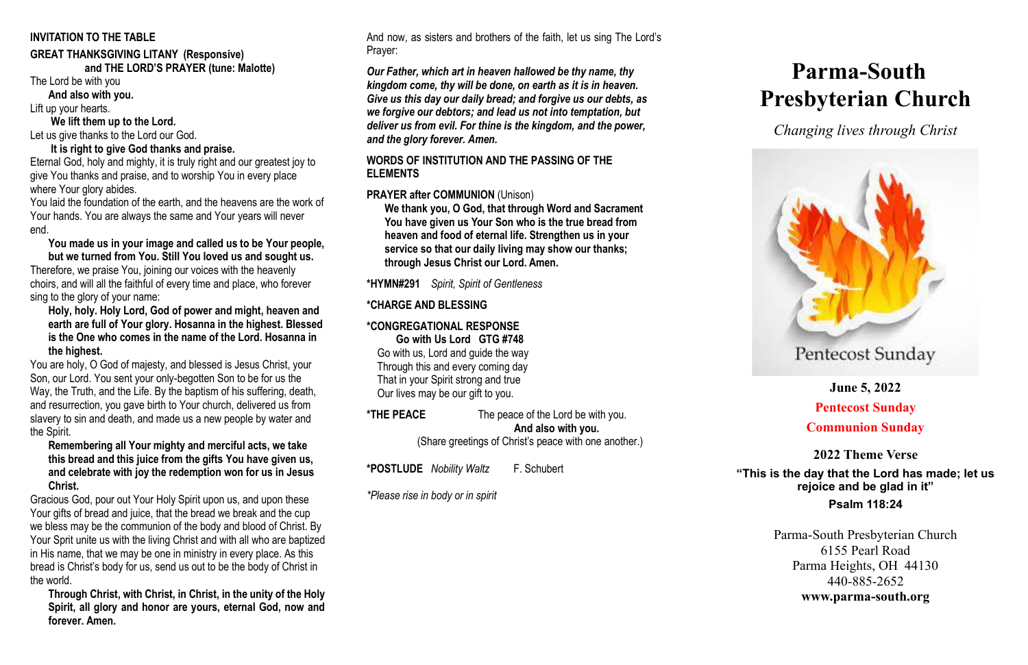**INVITATION TO THE TABLE**

**GREAT THANKSGIVING LITANY (Responsive)**
**and THE LORD'S PRAYER (tune: Malotte)**

The Lord be with you
**And also with you.**
Lift up your hearts.
**We lift them up to the Lord.**
Let us give thanks to the Lord our God.
**It is right to give God thanks and praise.**

Eternal God, holy and mighty, it is truly right and our greatest joy to give You thanks and praise, and to worship You in every place where Your glory abides.

You laid the foundation of the earth, and the heavens are the work of Your hands. You are always the same and Your years will never end.

**You made us in your image and called us to be Your people, but we turned from You. Still You loved us and sought us.**

Therefore, we praise You, joining our voices with the heavenly choirs, and will all the faithful of every time and place, who forever sing to the glory of your name:

**Holy, holy. Holy Lord, God of power and might, heaven and earth are full of Your glory. Hosanna in the highest. Blessed is the One who comes in the name of the Lord. Hosanna in the highest.**

You are holy, O God of majesty, and blessed is Jesus Christ, your Son, our Lord. You sent your only-begotten Son to be for us the Way, the Truth, and the Life. By the baptism of his suffering, death, and resurrection, you gave birth to Your church, delivered us from slavery to sin and death, and made us a new people by water and the Spirit.

**Remembering all Your mighty and merciful acts, we take this bread and this juice from the gifts You have given us, and celebrate with joy the redemption won for us in Jesus Christ.**

Gracious God, pour out Your Holy Spirit upon us, and upon these Your gifts of bread and juice, that the bread we break and the cup we bless may be the communion of the body and blood of Christ. By Your Sprit unite us with the living Christ and with all who are baptized in His name, that we may be one in ministry in every place. As this bread is Christ's body for us, send us out to be the body of Christ in the world.

**Through Christ, with Christ, in Christ, in the unity of the Holy Spirit, all glory and honor are yours, eternal God, now and forever. Amen.**

And now, as sisters and brothers of the faith, let us sing The Lord's Prayer:

***Our Father, which art in heaven hallowed be thy name, thy kingdom come, thy will be done, on earth as it is in heaven. Give us this day our daily bread; and forgive us our debts, as we forgive our debtors; and lead us not into temptation, but deliver us from evil. For thine is the kingdom, and the power, and the glory forever. Amen.***

**WORDS OF INSTITUTION AND THE PASSING OF THE ELEMENTS**

**PRAYER after COMMUNION** (Unison)
**We thank you, O God, that through Word and Sacrament You have given us Your Son who is the true bread from heaven and food of eternal life. Strengthen us in your service so that our daily living may show our thanks; through Jesus Christ our Lord. Amen.**

**\*HYMN#291** *Spirit, Spirit of Gentleness*

**\*CHARGE AND BLESSING**

**\*CONGREGATIONAL RESPONSE**
**Go with Us Lord GTG #748**
Go with us, Lord and guide the way
Through this and every coming day
That in your Spirit strong and true
Our lives may be our gift to you.

**\*THE PEACE** The peace of the Lord be with you.
**And also with you.**
(Share greetings of Christ's peace with one another.)

**\*POSTLUDE** *Nobility Waltz* F. Schubert

*\*Please rise in body or in spirit*

# Parma-South Presbyterian Church

*Changing lives through Christ*

Pentecost Sunday

**June 5, 2022**

**Pentecost Sunday**

**Communion Sunday**

**2022 Theme Verse**

**"This is the day that the Lord has made; let us rejoice and be glad in it"**
**Psalm 118:24**

Parma-South Presbyterian Church
6155 Pearl Road
Parma Heights, OH 44130
440-885-2652
**www.parma-south.org**